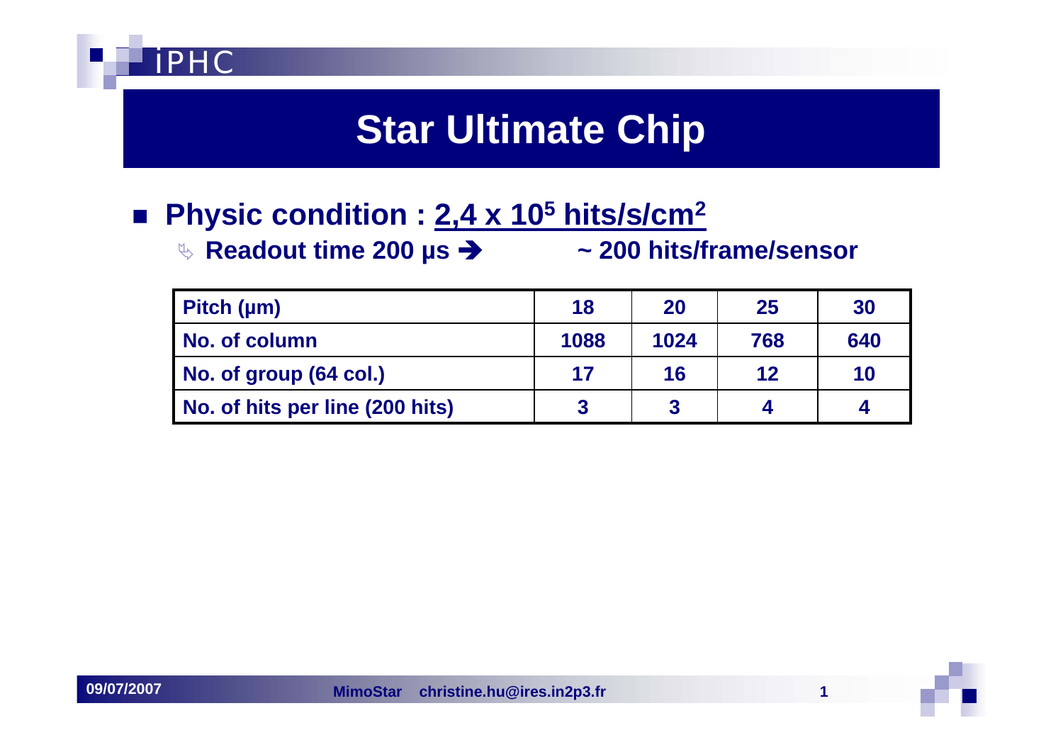# Star Ultimate Chip

- **Physic condition : <u>$2,4 \times 10^5$ hits/s/cm$^2$</u>**
  - **Readout time 200 µs ➔ ~ 200 hits/frame/sensor**

| Pitch (µm) | 18 | 20 | 25 | 30 |
|---|---|---|---|---|
| No. of column | 1088 | 1024 | 768 | 640 |
| No. of group (64 col.) | 17 | 16 | 12 | 10 |
| No. of hits per line (200 hits) | 3 | 3 | 4 | 4 |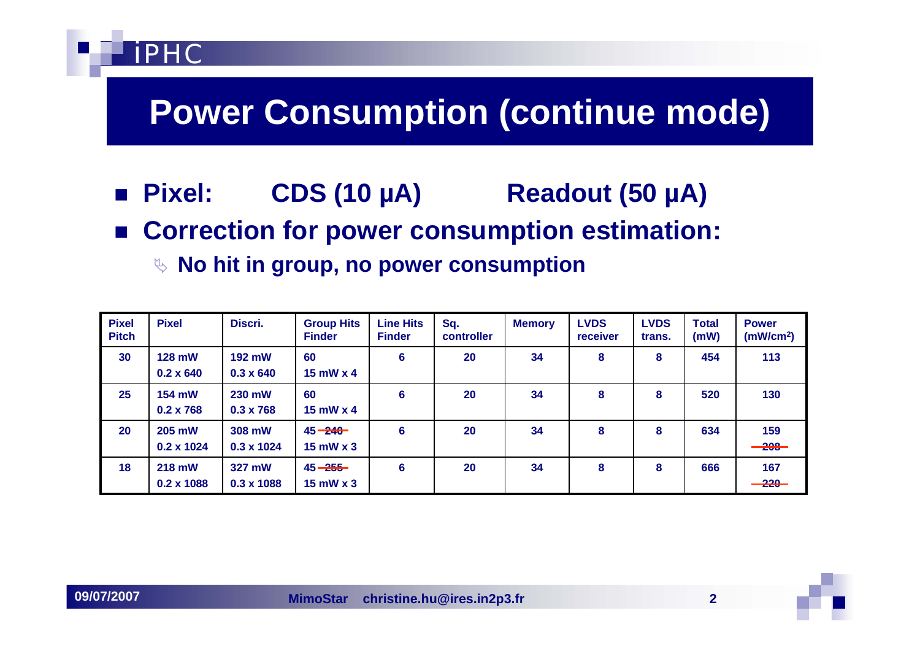# Power Consumption (continue mode)

- **Pixel: CDS (10 µA) Readout (50 µA)**
- **Correction for power consumption estimation:**
  - **No hit in group, no power consumption**

| Pixel Pitch | Pixel | Discri. | Group Hits Finder | Line Hits Finder | Sq. controller | Memory | LVDS receiver | LVDS trans. | Total (mW) | Power (mW/cm²) |
|---|---|---|---|---|---|---|---|---|---|---|
| 30 | 128 mW 0.2 x 640 | 192 mW 0.3 x 640 | 60 15 mW x 4 | 6 | 20 | 34 | 8 | 8 | 454 | 113 |
| 25 | 154 mW 0.2 x 768 | 230 mW 0.3 x 768 | 60 15 mW x 4 | 6 | 20 | 34 | 8 | 8 | 520 | 130 |
| 20 | 205 mW 0.2 x 1024 | 308 mW 0.3 x 1024 | 45 ~~240~~ 15 mW x 3 | 6 | 20 | 34 | 8 | 8 | 634 | 159 ~~208~~ |
| 18 | 218 mW 0.2 x 1088 | 327 mW 0.3 x 1088 | 45 ~~255~~ 15 mW x 3 | 6 | 20 | 34 | 8 | 8 | 666 | 167 ~~220~~ |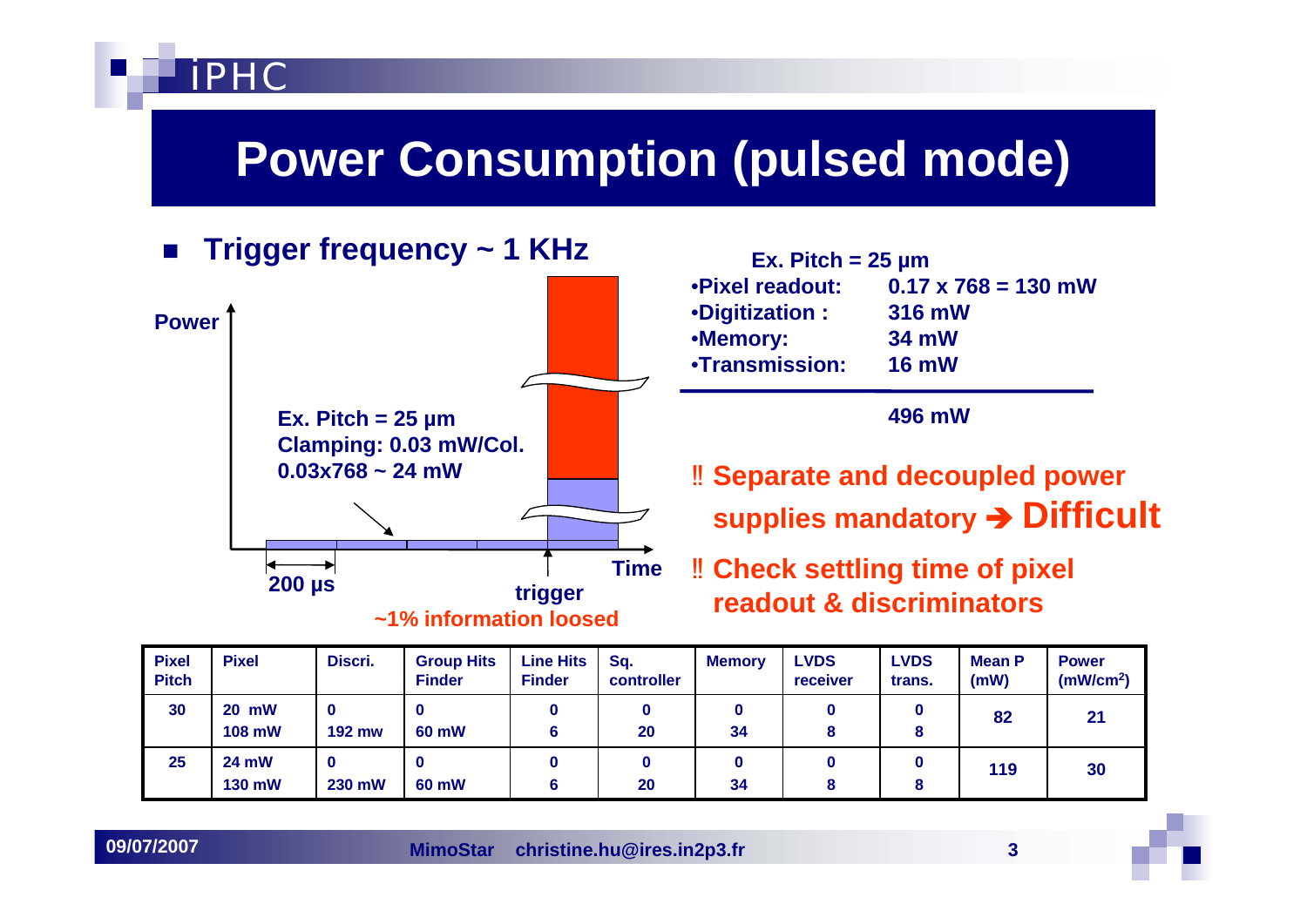# Power Consumption (pulsed mode)

- **Trigger frequency ~ 1 KHz**

Power

**Ex. Pitch = 25 µm**
**Clamping: 0.03 mW/Col.**
**0.03x768 ~ 24 mW**

200 µs

trigger

Time

**~1% information loosed**

**Ex. Pitch = 25 µm**

| | |
|---|---|
| •Pixel readout: | 0.17 x 768 = 130 mW |
| •Digitization : | 316 mW |
| •Memory: | 34 mW |
| •Transmission: | 16 mW |
| | 496 mW |

‼ **Separate and decoupled power supplies mandatory ➔ Difficult**

‼ **Check settling time of pixel readout & discriminators**

| Pixel Pitch | Pixel | Discri. | Group Hits Finder | Line Hits Finder | Sq. controller | Memory | LVDS receiver | LVDS trans. | Mean P (mW) | Power ($mW/cm^2$) |
|---|---|---|---|---|---|---|---|---|---|---|
| 30 | 20 mW<br>108 mW | 0<br>192 mw | 0<br>60 mW | 0<br>6 | 0<br>20 | 0<br>34 | 0<br>8 | 0<br>8 | 82 | 21 |
| 25 | 24 mW<br>130 mW | 0<br>230 mW | 0<br>60 mW | 0<br>6 | 0<br>20 | 0<br>34 | 0<br>8 | 0<br>8 | 119 | 30 |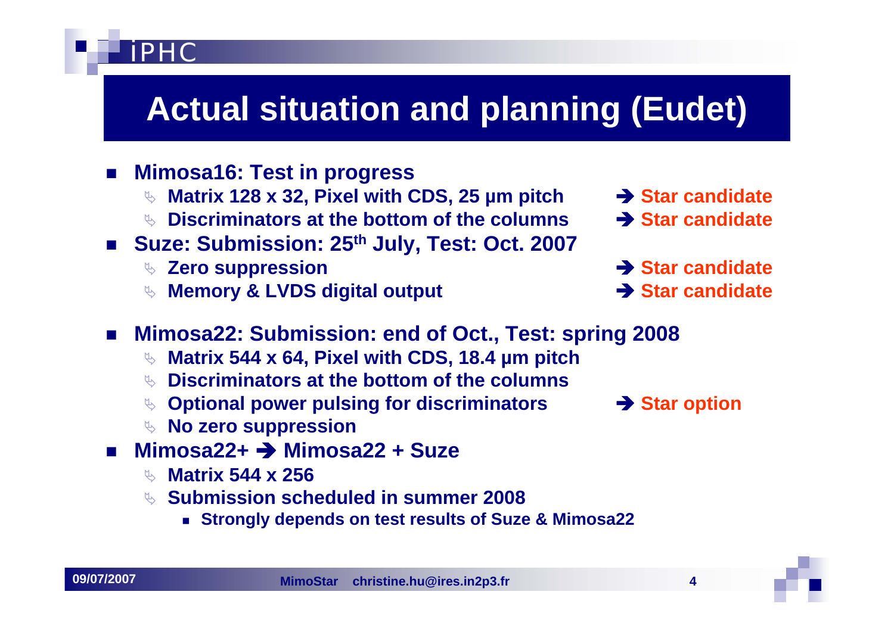# Actual situation and planning (Eudet)

- **Mimosa16: Test in progress**
  - **Matrix 128 x 32, Pixel with CDS, 25 µm pitch** → **Star candidate**
  - **Discriminators at the bottom of the columns** → **Star candidate**
- **Suze: Submission: 25th July, Test: Oct. 2007**
  - **Zero suppression** → **Star candidate**
  - **Memory & LVDS digital output** → **Star candidate**
- **Mimosa22: Submission: end of Oct., Test: spring 2008**
  - **Matrix 544 x 64, Pixel with CDS, 18.4 µm pitch**
  - **Discriminators at the bottom of the columns**
  - **Optional power pulsing for discriminators** → **Star option**
  - **No zero suppression**
- **Mimosa22+ → Mimosa22 + Suze**
  - **Matrix 544 x 256**
  - **Submission scheduled in summer 2008**
    - **Strongly depends on test results of Suze & Mimosa22**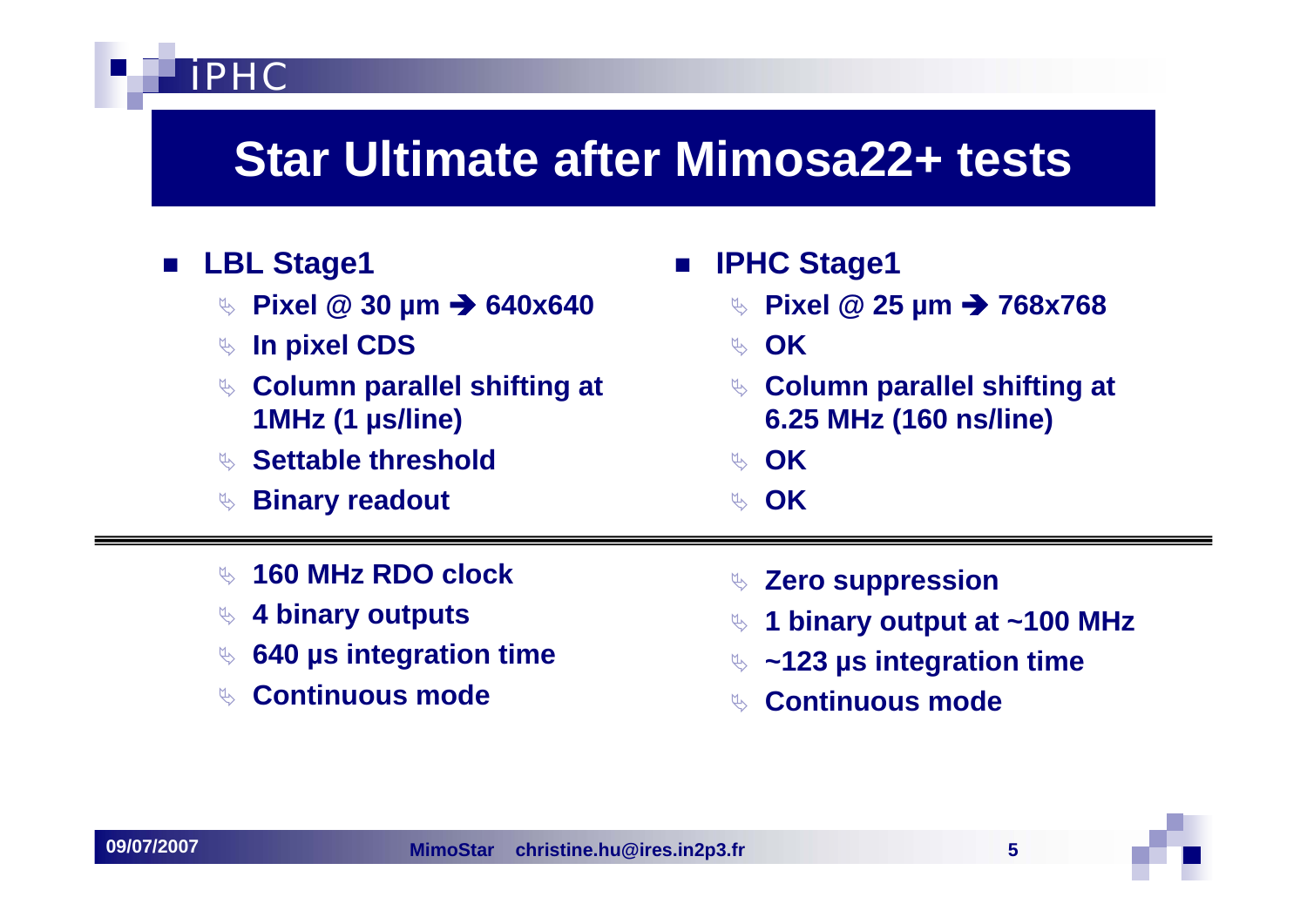# Star Ultimate after Mimosa22+ tests

- **LBL Stage1**
  - **Pixel @ 30 µm ➔ 640x640**
  - **In pixel CDS**
  - **Column parallel shifting at 1MHz (1 µs/line)**
  - **Settable threshold**
  - **Binary readout**

- **IPHC Stage1**
  - **Pixel @ 25 µm ➔ 768x768**
  - **OK**
  - **Column parallel shifting at 6.25 MHz (160 ns/line)**
  - **OK**
  - **OK**

---

LBL Stage1:

- **160 MHz RDO clock**
- **4 binary outputs**
- **640 µs integration time**
- **Continuous mode**

IPHC Stage1:

- **Zero suppression**
- **1 binary output at ~100 MHz**
- **~123 µs integration time**
- **Continuous mode**